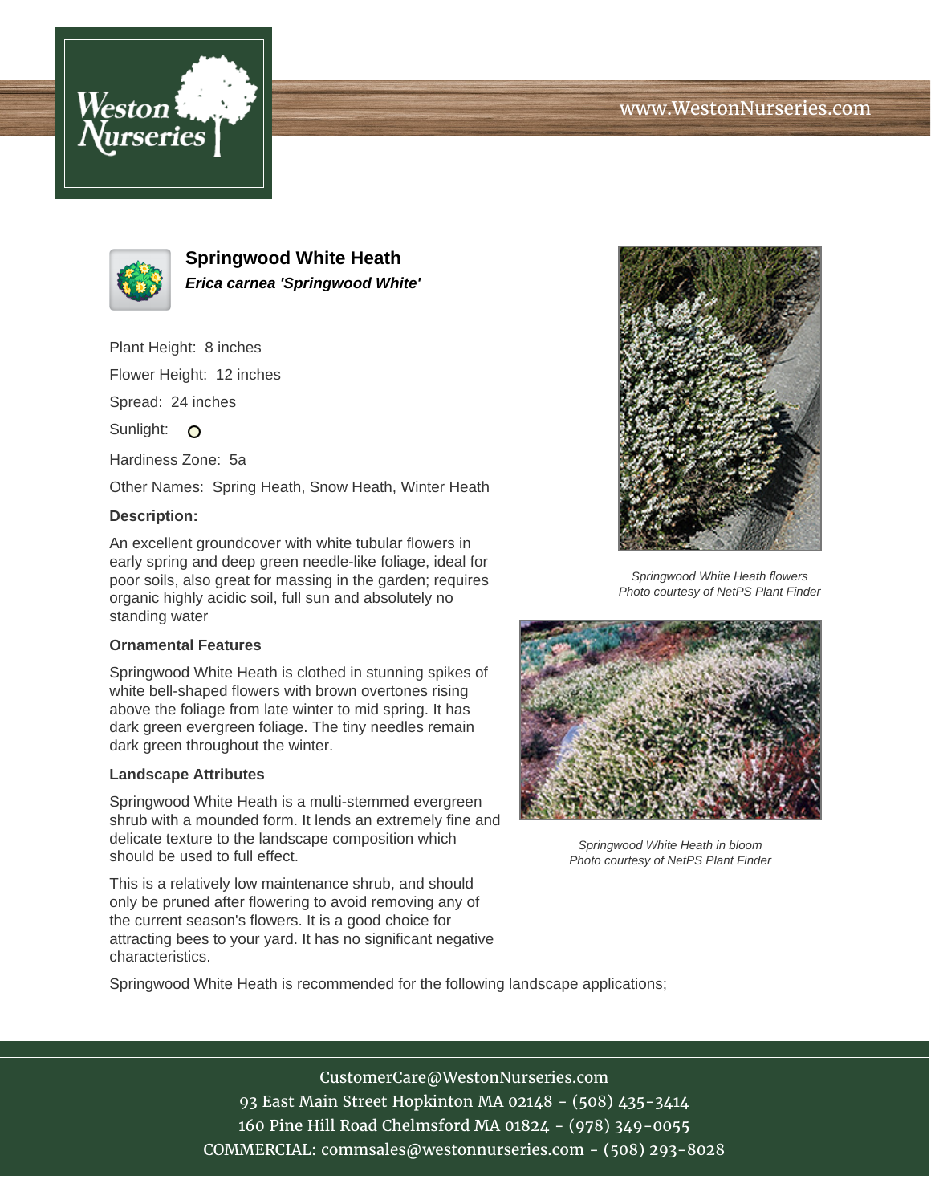# Springwood White Heath

***Erica carnea 'Springwood White'***

Plant Height: 8 inches

Flower Height: 12 inches

Spread: 24 inches

Sunlight: O

Hardiness Zone: 5a

Other Names: Spring Heath, Snow Heath, Winter Heath

**Description:**

An excellent groundcover with white tubular flowers in early spring and deep green needle-like foliage, ideal for poor soils, also great for massing in the garden; requires organic highly acidic soil, full sun and absolutely no standing water

### Ornamental Features

Springwood White Heath is clothed in stunning spikes of white bell-shaped flowers with brown overtones rising above the foliage from late winter to mid spring. It has dark green evergreen foliage. The tiny needles remain dark green throughout the winter.

### Landscape Attributes

Springwood White Heath is a multi-stemmed evergreen shrub with a mounded form. It lends an extremely fine and delicate texture to the landscape composition which should be used to full effect.

This is a relatively low maintenance shrub, and should only be pruned after flowering to avoid removing any of the current season's flowers. It is a good choice for attracting bees to your yard. It has no significant negative characteristics.

*Springwood White Heath flowers*
*Photo courtesy of NetPS Plant Finder*

*Springwood White Heath in bloom*
*Photo courtesy of NetPS Plant Finder*

Springwood White Heath is recommended for the following landscape applications;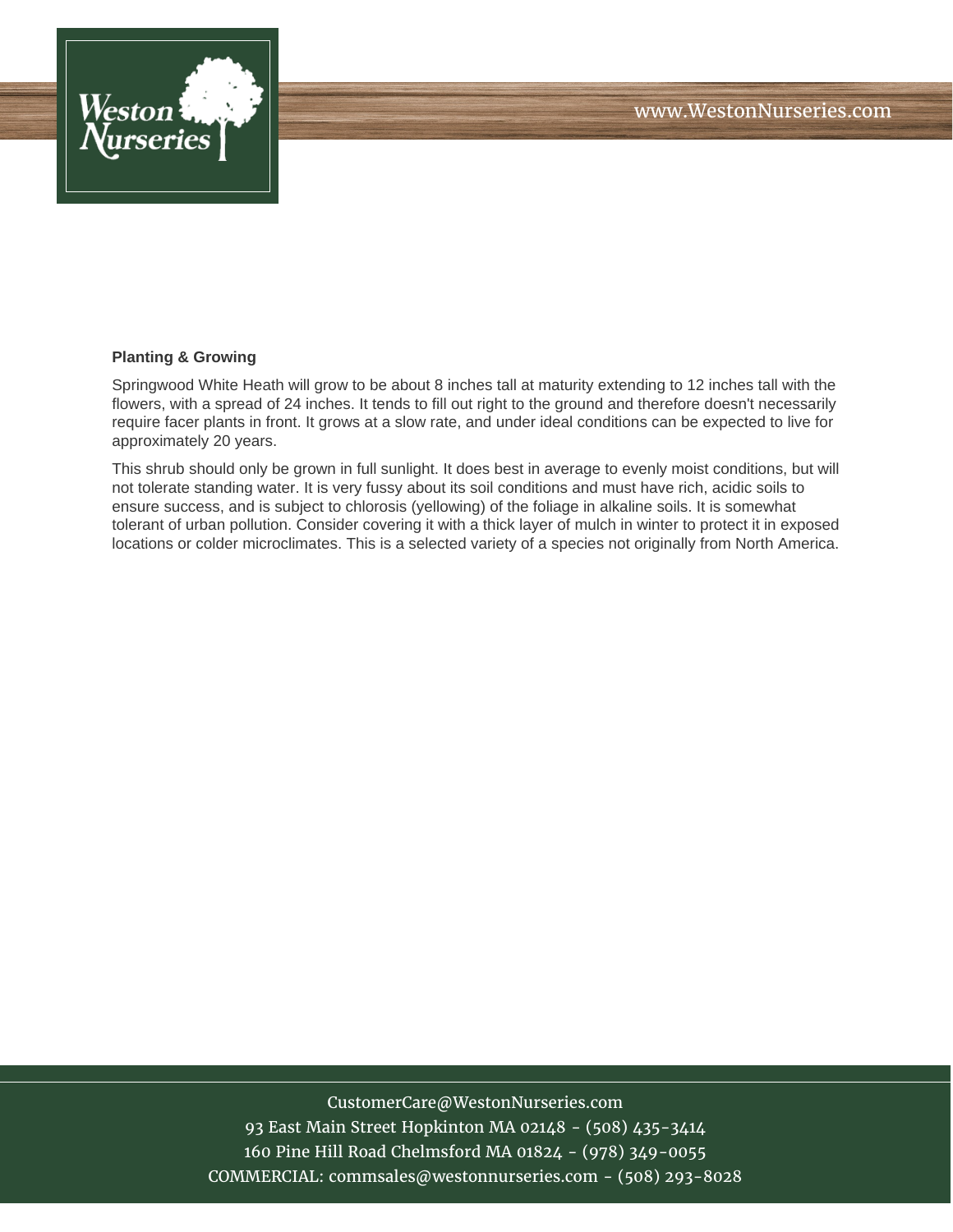### Planting & Growing

Springwood White Heath will grow to be about 8 inches tall at maturity extending to 12 inches tall with the flowers, with a spread of 24 inches. It tends to fill out right to the ground and therefore doesn't necessarily require facer plants in front. It grows at a slow rate, and under ideal conditions can be expected to live for approximately 20 years.

This shrub should only be grown in full sunlight. It does best in average to evenly moist conditions, but will not tolerate standing water. It is very fussy about its soil conditions and must have rich, acidic soils to ensure success, and is subject to chlorosis (yellowing) of the foliage in alkaline soils. It is somewhat tolerant of urban pollution. Consider covering it with a thick layer of mulch in winter to protect it in exposed locations or colder microclimates. This is a selected variety of a species not originally from North America.